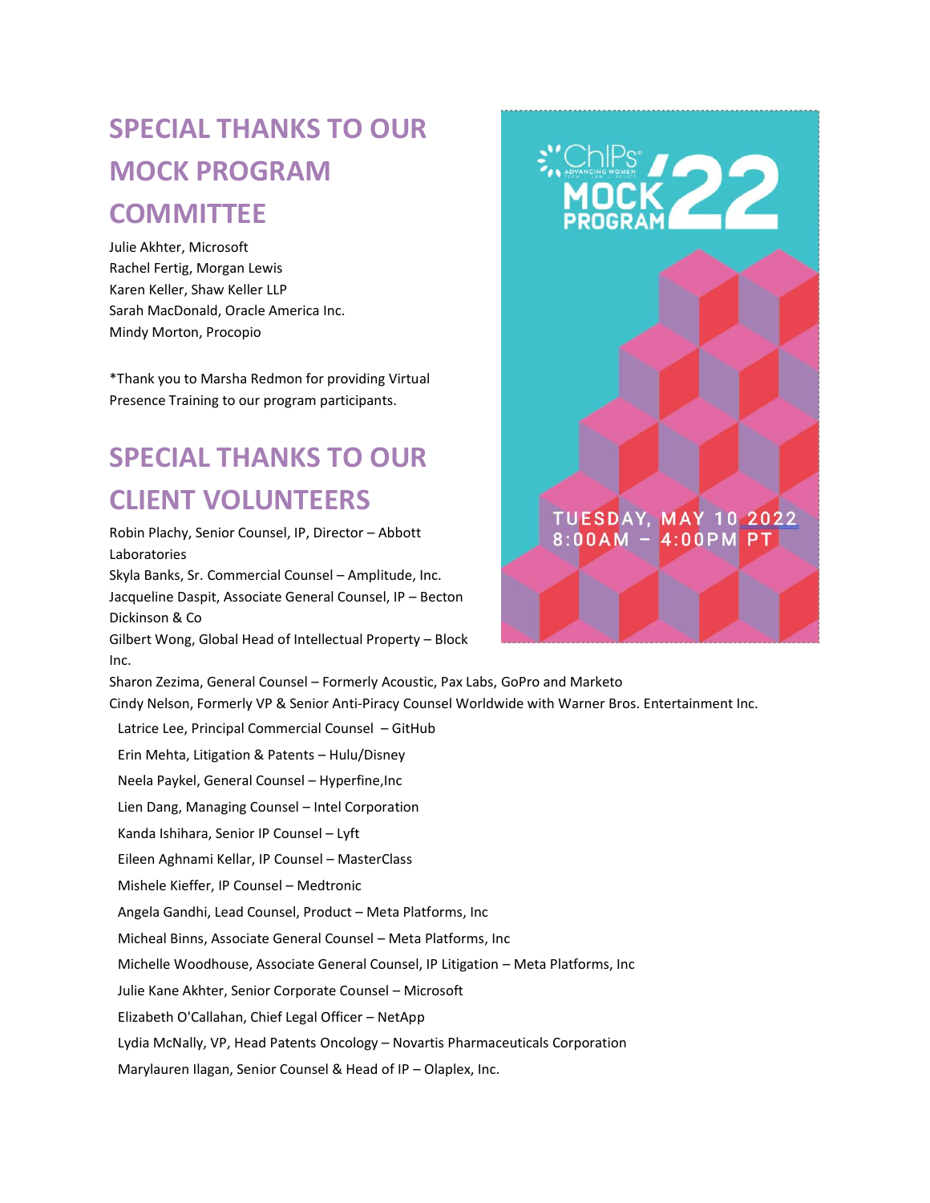## SPECIAL THANKS TO OUR MOCK PROGRAM COMMITTEE

Julie Akhter, Microsoft
Rachel Fertig, Morgan Lewis
Karen Keller, Shaw Keller LLP
Sarah MacDonald, Oracle America Inc.
Mindy Morton, Procopio

*Thank you to Marsha Redmon for providing Virtual Presence Training to our program participants.

## SPECIAL THANKS TO OUR CLIENT VOLUNTEERS

Robin Plachy, Senior Counsel, IP, Director – Abbott Laboratories
Skyla Banks, Sr. Commercial Counsel – Amplitude, Inc.
Jacqueline Daspit, Associate General Counsel, IP – Becton Dickinson & Co
Gilbert Wong, Global Head of Intellectual Property – Block Inc.
Sharon Zezima, General Counsel – Formerly Acoustic, Pax Labs, GoPro and Marketo
Cindy Nelson, Formerly VP & Senior Anti-Piracy Counsel Worldwide with Warner Bros. Entertainment Inc.
Latrice Lee, Principal Commercial Counsel – GitHub
Erin Mehta, Litigation & Patents – Hulu/Disney
Neela Paykel, General Counsel – Hyperfine,Inc
Lien Dang, Managing Counsel – Intel Corporation
Kanda Ishihara, Senior IP Counsel – Lyft
Eileen Aghnami Kellar, IP Counsel – MasterClass
Mishele Kieffer, IP Counsel – Medtronic
Angela Gandhi, Lead Counsel, Product – Meta Platforms, Inc
Micheal Binns, Associate General Counsel – Meta Platforms, Inc
Michelle Woodhouse, Associate General Counsel, IP Litigation – Meta Platforms, Inc
Julie Kane Akhter, Senior Corporate Counsel – Microsoft
Elizabeth O'Callahan, Chief Legal Officer – NetApp
Lydia McNally, VP, Head Patents Oncology – Novartis Pharmaceuticals Corporation
Marylauren Ilagan, Senior Counsel & Head of IP – Olaplex, Inc.

ChIPs® Advancing Women Tech · Law · Policy
MOCK PROGRAM '22
TUESDAY, MAY 10 2022
8:00AM – 4:00PM PT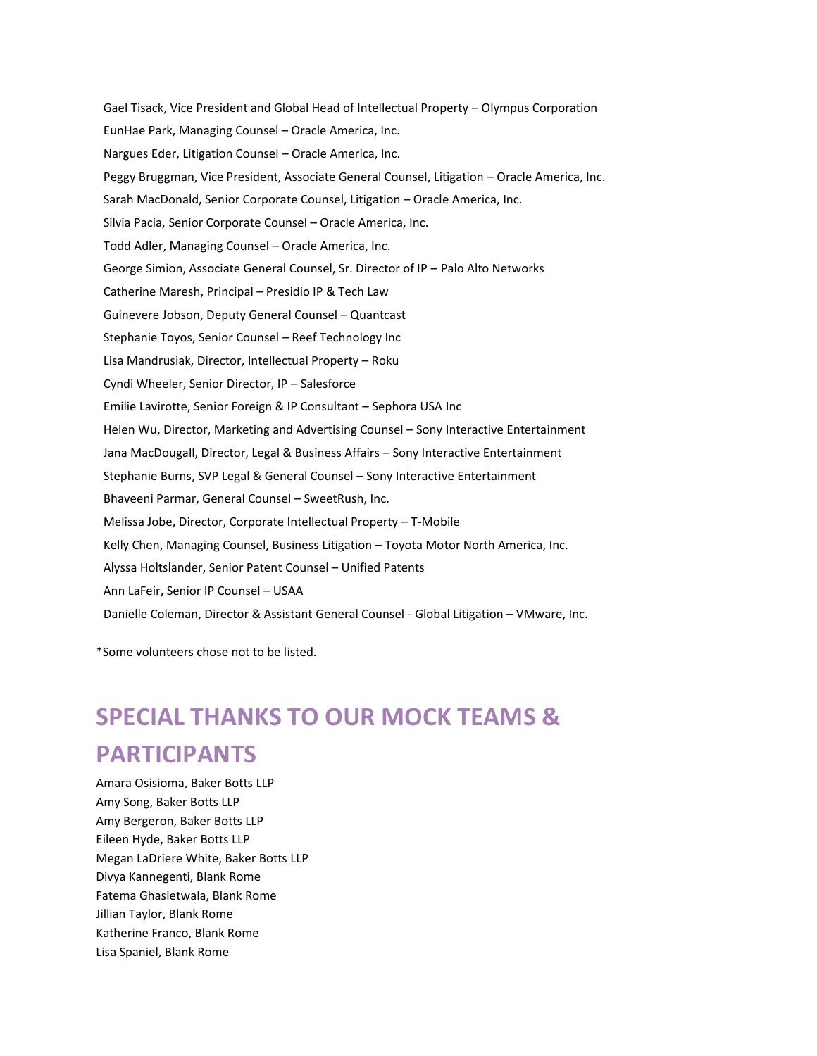Gael Tisack, Vice President and Global Head of Intellectual Property – Olympus Corporation

EunHae Park, Managing Counsel – Oracle America, Inc.

Nargues Eder, Litigation Counsel – Oracle America, Inc.

Peggy Bruggman, Vice President, Associate General Counsel, Litigation – Oracle America, Inc.

Sarah MacDonald, Senior Corporate Counsel, Litigation – Oracle America, Inc.

Silvia Pacia, Senior Corporate Counsel – Oracle America, Inc.

Todd Adler, Managing Counsel – Oracle America, Inc.

George Simion, Associate General Counsel, Sr. Director of IP – Palo Alto Networks

Catherine Maresh, Principal – Presidio IP & Tech Law

Guinevere Jobson, Deputy General Counsel – Quantcast

Stephanie Toyos, Senior Counsel – Reef Technology Inc

Lisa Mandrusiak, Director, Intellectual Property – Roku

Cyndi Wheeler, Senior Director, IP – Salesforce

Emilie Lavirotte, Senior Foreign & IP Consultant – Sephora USA Inc

Helen Wu, Director, Marketing and Advertising Counsel – Sony Interactive Entertainment

Jana MacDougall, Director, Legal & Business Affairs – Sony Interactive Entertainment

Stephanie Burns, SVP Legal & General Counsel – Sony Interactive Entertainment

Bhaveeni Parmar, General Counsel – SweetRush, Inc.

Melissa Jobe, Director, Corporate Intellectual Property – T-Mobile

Kelly Chen, Managing Counsel, Business Litigation – Toyota Motor North America, Inc.

Alyssa Holtslander, Senior Patent Counsel – Unified Patents

Ann LaFeir, Senior IP Counsel – USAA

Danielle Coleman, Director & Assistant General Counsel - Global Litigation – VMware, Inc.

*Some volunteers chose not to be listed.

## SPECIAL THANKS TO OUR MOCK TEAMS & PARTICIPANTS

Amara Osisioma, Baker Botts LLP
Amy Song, Baker Botts LLP
Amy Bergeron, Baker Botts LLP
Eileen Hyde, Baker Botts LLP
Megan LaDriere White, Baker Botts LLP
Divya Kannegenti, Blank Rome
Fatema Ghasletwala, Blank Rome
Jillian Taylor, Blank Rome
Katherine Franco, Blank Rome
Lisa Spaniel, Blank Rome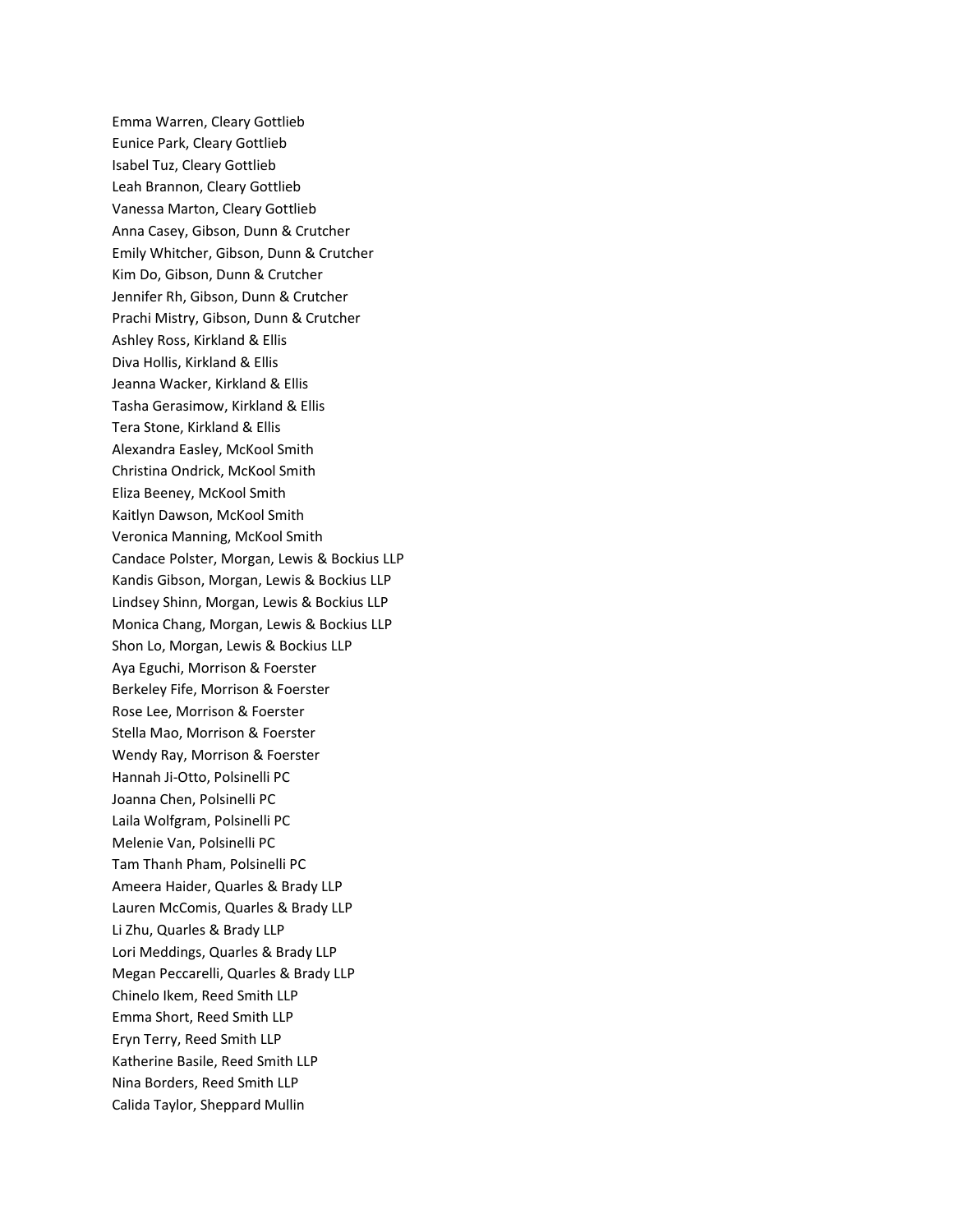Emma Warren, Cleary Gottlieb
Eunice Park, Cleary Gottlieb
Isabel Tuz, Cleary Gottlieb
Leah Brannon, Cleary Gottlieb
Vanessa Marton, Cleary Gottlieb
Anna Casey, Gibson, Dunn & Crutcher
Emily Whitcher, Gibson, Dunn & Crutcher
Kim Do, Gibson, Dunn & Crutcher
Jennifer Rh, Gibson, Dunn & Crutcher
Prachi Mistry, Gibson, Dunn & Crutcher
Ashley Ross, Kirkland & Ellis
Diva Hollis, Kirkland & Ellis
Jeanna Wacker, Kirkland & Ellis
Tasha Gerasimow, Kirkland & Ellis
Tera Stone, Kirkland & Ellis
Alexandra Easley, McKool Smith
Christina Ondrick, McKool Smith
Eliza Beeney, McKool Smith
Kaitlyn Dawson, McKool Smith
Veronica Manning, McKool Smith
Candace Polster, Morgan, Lewis & Bockius LLP
Kandis Gibson, Morgan, Lewis & Bockius LLP
Lindsey Shinn, Morgan, Lewis & Bockius LLP
Monica Chang, Morgan, Lewis & Bockius LLP
Shon Lo, Morgan, Lewis & Bockius LLP
Aya Eguchi, Morrison & Foerster
Berkeley Fife, Morrison & Foerster
Rose Lee, Morrison & Foerster
Stella Mao, Morrison & Foerster
Wendy Ray, Morrison & Foerster
Hannah Ji-Otto, Polsinelli PC
Joanna Chen, Polsinelli PC
Laila Wolfgram, Polsinelli PC
Melenie Van, Polsinelli PC
Tam Thanh Pham, Polsinelli PC
Ameera Haider, Quarles & Brady LLP
Lauren McComis, Quarles & Brady LLP
Li Zhu, Quarles & Brady LLP
Lori Meddings, Quarles & Brady LLP
Megan Peccarelli, Quarles & Brady LLP
Chinelo Ikem, Reed Smith LLP
Emma Short, Reed Smith LLP
Eryn Terry, Reed Smith LLP
Katherine Basile, Reed Smith LLP
Nina Borders, Reed Smith LLP
Calida Taylor, Sheppard Mullin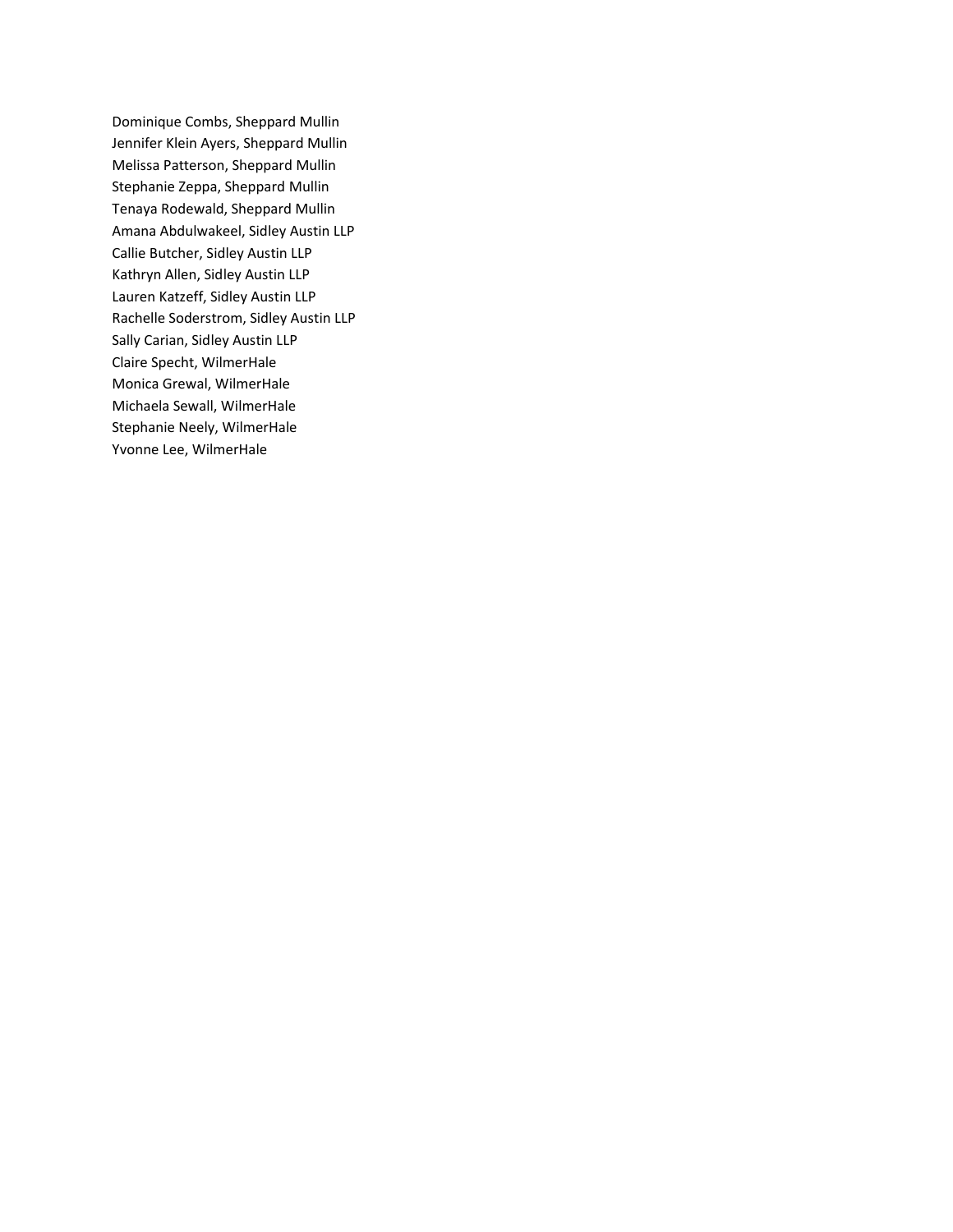Dominique Combs, Sheppard Mullin
Jennifer Klein Ayers, Sheppard Mullin
Melissa Patterson, Sheppard Mullin
Stephanie Zeppa, Sheppard Mullin
Tenaya Rodewald, Sheppard Mullin
Amana Abdulwakeel, Sidley Austin LLP
Callie Butcher, Sidley Austin LLP
Kathryn Allen, Sidley Austin LLP
Lauren Katzeff, Sidley Austin LLP
Rachelle Soderstrom, Sidley Austin LLP
Sally Carian, Sidley Austin LLP
Claire Specht, WilmerHale
Monica Grewal, WilmerHale
Michaela Sewall, WilmerHale
Stephanie Neely, WilmerHale
Yvonne Lee, WilmerHale